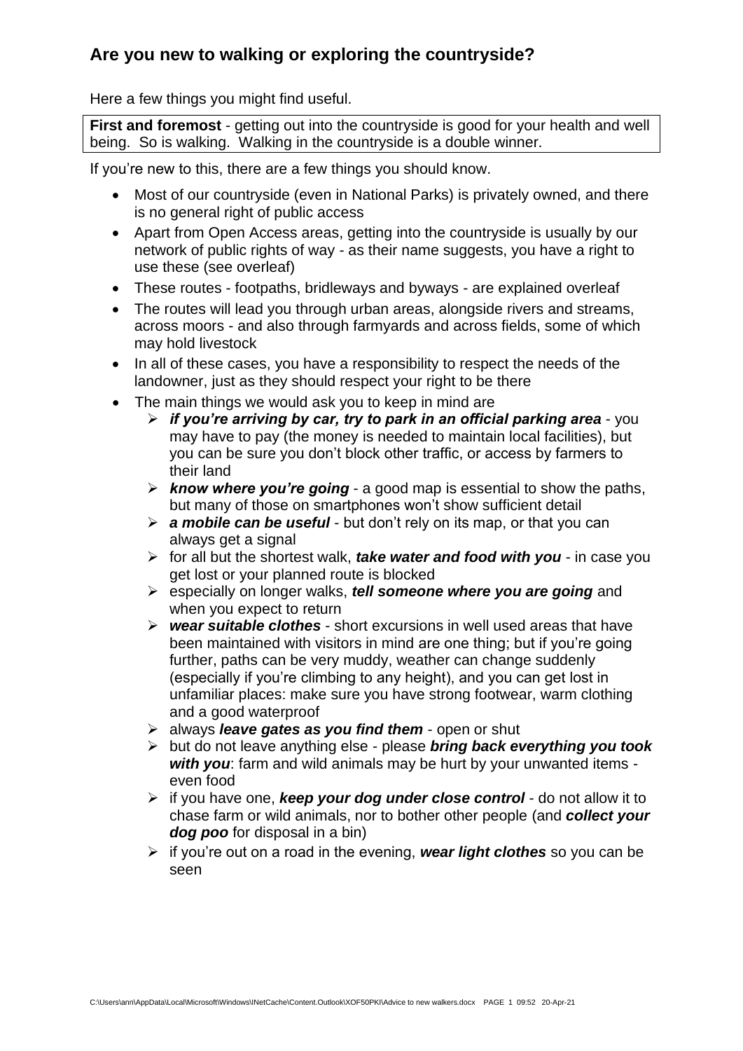## Are you new to walking or exploring the countryside?

Here a few things you might find useful.

**First and foremost** - getting out into the countryside is good for your health and well being. So is walking. Walking in the countryside is a double winner.

If you're new to this, there are a few things you should know.

- Most of our countryside (even in National Parks) is privately owned, and there is no general right of public access
- Apart from Open Access areas, getting into the countryside is usually by our network of public rights of way - as their name suggests, you have a right to use these (see overleaf)
- These routes - footpaths, bridleways and byways - are explained overleaf
- The routes will lead you through urban areas, alongside rivers and streams, across moors - and also through farmyards and across fields, some of which may hold livestock
- In all of these cases, you have a responsibility to respect the needs of the landowner, just as they should respect your right to be there
- The main things we would ask you to keep in mind are
  - ***if you're arriving by car, try to park in an official parking area*** - you may have to pay (the money is needed to maintain local facilities), but you can be sure you don't block other traffic, or access by farmers to their land
  - ***know where you're going*** - a good map is essential to show the paths, but many of those on smartphones won't show sufficient detail
  - ***a mobile can be useful*** - but don't rely on its map, or that you can always get a signal
  - for all but the shortest walk, ***take water and food with you*** - in case you get lost or your planned route is blocked
  - especially on longer walks, ***tell someone where you are going*** and when you expect to return
  - ***wear suitable clothes*** - short excursions in well used areas that have been maintained with visitors in mind are one thing; but if you're going further, paths can be very muddy, weather can change suddenly (especially if you're climbing to any height), and you can get lost in unfamiliar places: make sure you have strong footwear, warm clothing and a good waterproof
  - always ***leave gates as you find them*** - open or shut
  - but do not leave anything else - please ***bring back everything you took with you***: farm and wild animals may be hurt by your unwanted items - even food
  - if you have one, ***keep your dog under close control*** - do not allow it to chase farm or wild animals, nor to bother other people (and ***collect your dog poo*** for disposal in a bin)
  - if you're out on a road in the evening, ***wear light clothes*** so you can be seen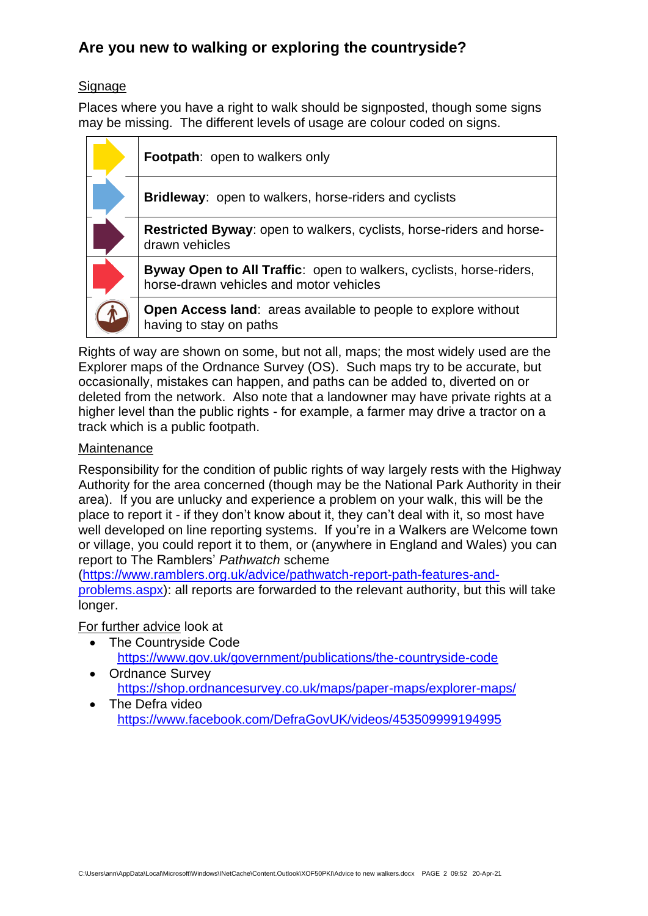## Are you new to walking or exploring the countryside?

Signage

Places where you have a right to walk should be signposted, though some signs may be missing. The different levels of usage are colour coded on signs.

| | |
|---|---|
| | **Footpath**: open to walkers only |
| | **Bridleway**: open to walkers, horse-riders and cyclists |
| | **Restricted Byway**: open to walkers, cyclists, horse-riders and horse-drawn vehicles |
| | **Byway Open to All Traffic**: open to walkers, cyclists, horse-riders, horse-drawn vehicles and motor vehicles |
| | **Open Access land**: areas available to people to explore without having to stay on paths |

Rights of way are shown on some, but not all, maps; the most widely used are the Explorer maps of the Ordnance Survey (OS). Such maps try to be accurate, but occasionally, mistakes can happen, and paths can be added to, diverted on or deleted from the network. Also note that a landowner may have private rights at a higher level than the public rights - for example, a farmer may drive a tractor on a track which is a public footpath.

Maintenance

Responsibility for the condition of public rights of way largely rests with the Highway Authority for the area concerned (though may be the National Park Authority in their area). If you are unlucky and experience a problem on your walk, this will be the place to report it - if they don't know about it, they can't deal with it, so most have well developed on line reporting systems. If you're in a Walkers are Welcome town or village, you could report it to them, or (anywhere in England and Wales) you can report to The Ramblers' *Pathwatch* scheme (https://www.ramblers.org.uk/advice/pathwatch-report-path-features-and-problems.aspx): all reports are forwarded to the relevant authority, but this will take longer.

For further advice look at

- The Countryside Code
  https://www.gov.uk/government/publications/the-countryside-code
- Ordnance Survey
  https://shop.ordnancesurvey.co.uk/maps/paper-maps/explorer-maps/
- The Defra video
  https://www.facebook.com/DefraGovUK/videos/453509999194995